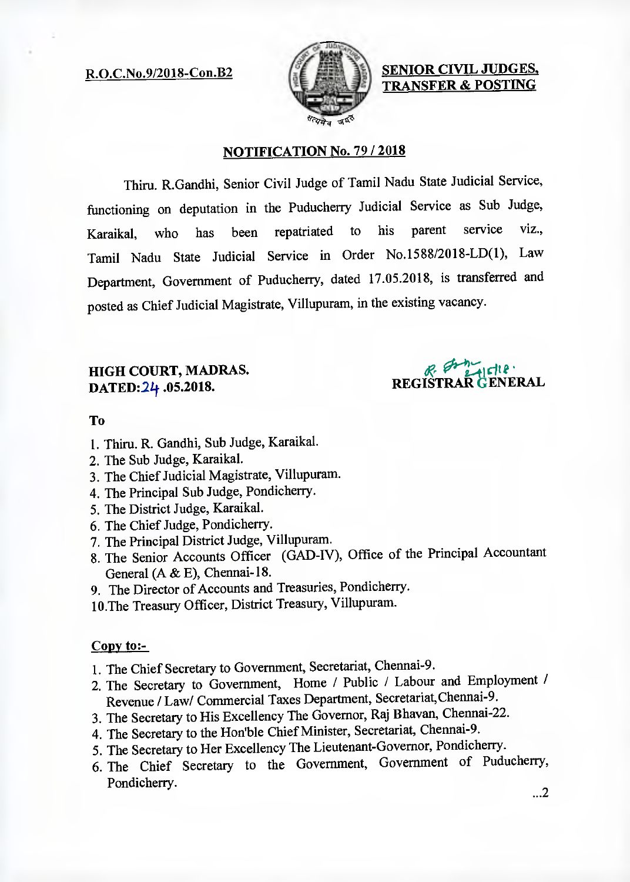**R.O.C.No.9/2018-Con.B2**

**SENIOR CIVIL JUDGES, TRANSFER & POSTING**

## NOTIFICATION No. 79 / 2018

Thiru. R.Gandhi, Senior Civil Judge of Tamil Nadu State Judicial Service, functioning on deputation in the Puducherry Judicial Service as Sub Judge, Karaikal, who has been repatriated to his parent service viz., Tamil Nadu State Judicial Service in Order No.1588/2018-LD(1), Law Department, Government of Puducherry, dated 17.05.2018, is transferred and posted as Chief Judicial Magistrate, Villupuram, in the existing vacancy.

**HIGH COURT, MADRAS.**
**DATED: 24 .05.2018.**

**REGISTRAR GENERAL**

**To**

1. Thiru. R. Gandhi, Sub Judge, Karaikal.
2. The Sub Judge, Karaikal.
3. The Chief Judicial Magistrate, Villupuram.
4. The Principal Sub Judge, Pondicherry.
5. The District Judge, Karaikal.
6. The Chief Judge, Pondicherry.
7. The Principal District Judge, Villupuram.
8. The Senior Accounts Officer (GAD-IV), Office of the Principal Accountant General (A & E), Chennai-18.
9. The Director of Accounts and Treasuries, Pondicherry.
10. The Treasury Officer, District Treasury, Villupuram.

**Copy to:-**

1. The Chief Secretary to Government, Secretariat, Chennai-9.
2. The Secretary to Government, Home / Public / Labour and Employment / Revenue / Law/ Commercial Taxes Department, Secretariat, Chennai-9.
3. The Secretary to His Excellency The Governor, Raj Bhavan, Chennai-22.
4. The Secretary to the Hon'ble Chief Minister, Secretariat, Chennai-9.
5. The Secretary to Her Excellency The Lieutenant-Governor, Pondicherry.
6. The Chief Secretary to the Government, Government of Puducherry, Pondicherry.

...2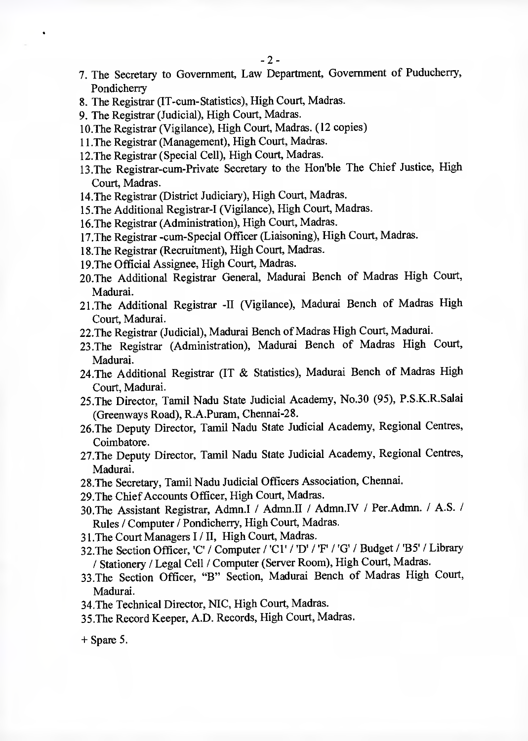7. The Secretary to Government, Law Department, Government of Puducherry, Pondicherry
8. The Registrar (IT-cum-Statistics), High Court, Madras.
9. The Registrar (Judicial), High Court, Madras.
10. The Registrar (Vigilance), High Court, Madras. (12 copies)
11. The Registrar (Management), High Court, Madras.
12. The Registrar (Special Cell), High Court, Madras.
13. The Registrar-cum-Private Secretary to the Hon'ble The Chief Justice, High Court, Madras.
14. The Registrar (District Judiciary), High Court, Madras.
15. The Additional Registrar-I (Vigilance), High Court, Madras.
16. The Registrar (Administration), High Court, Madras.
17. The Registrar -cum-Special Officer (Liaisoning), High Court, Madras.
18. The Registrar (Recruitment), High Court, Madras.
19. The Official Assignee, High Court, Madras.
20. The Additional Registrar General, Madurai Bench of Madras High Court, Madurai.
21. The Additional Registrar -II (Vigilance), Madurai Bench of Madras High Court, Madurai.
22. The Registrar (Judicial), Madurai Bench of Madras High Court, Madurai.
23. The Registrar (Administration), Madurai Bench of Madras High Court, Madurai.
24. The Additional Registrar (IT & Statistics), Madurai Bench of Madras High Court, Madurai.
25. The Director, Tamil Nadu State Judicial Academy, No.30 (95), P.S.K.R.Salai (Greenways Road), R.A.Puram, Chennai-28.
26. The Deputy Director, Tamil Nadu State Judicial Academy, Regional Centres, Coimbatore.
27. The Deputy Director, Tamil Nadu State Judicial Academy, Regional Centres, Madurai.
28. The Secretary, Tamil Nadu Judicial Officers Association, Chennai.
29. The Chief Accounts Officer, High Court, Madras.
30. The Assistant Registrar, Admn.I / Admn.II / Admn.IV / Per.Admn. / A.S. / Rules / Computer / Pondicherry, High Court, Madras.
31. The Court Managers I / II, High Court, Madras.
32. The Section Officer, 'C' / Computer / 'C1' / 'D' / 'F' / 'G' / Budget / 'B5' / Library / Stationery / Legal Cell / Computer (Server Room), High Court, Madras.
33. The Section Officer, "B" Section, Madurai Bench of Madras High Court, Madurai.
34. The Technical Director, NIC, High Court, Madras.
35. The Record Keeper, A.D. Records, High Court, Madras.

\+ Spare 5.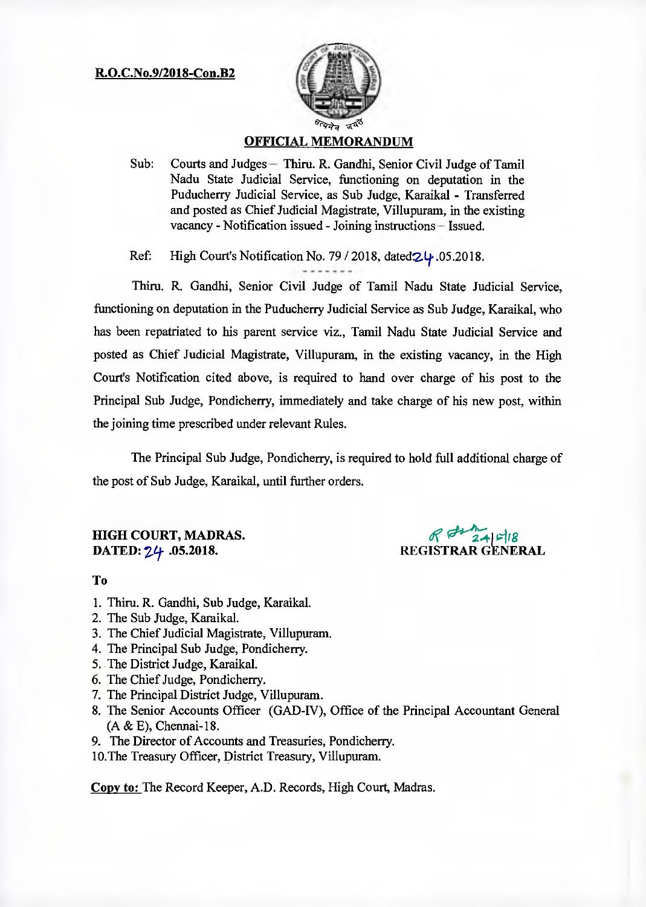**R.O.C.No.9/2018-Con.B2**

## OFFICIAL MEMORANDUM

Sub: Courts and Judges – Thiru. R. Gandhi, Senior Civil Judge of Tamil Nadu State Judicial Service, functioning on deputation in the Puducherry Judicial Service, as Sub Judge, Karaikal - Transferred and posted as Chief Judicial Magistrate, Villupuram, in the existing vacancy - Notification issued - Joining instructions – Issued.

Ref: High Court's Notification No. 79 / 2018, dated 24.05.2018.

Thiru. R. Gandhi, Senior Civil Judge of Tamil Nadu State Judicial Service, functioning on deputation in the Puducherry Judicial Service as Sub Judge, Karaikal, who has been repatriated to his parent service viz., Tamil Nadu State Judicial Service and posted as Chief Judicial Magistrate, Villupuram, in the existing vacancy, in the High Court's Notification cited above, is required to hand over charge of his post to the Principal Sub Judge, Pondicherry, immediately and take charge of his new post, within the joining time prescribed under relevant Rules.

The Principal Sub Judge, Pondicherry, is required to hold full additional charge of the post of Sub Judge, Karaikal, until further orders.

**HIGH COURT, MADRAS.**
**DATED: 24 .05.2018.**

24/5/18
REGISTRAR GENERAL

**To**

1. Thiru. R. Gandhi, Sub Judge, Karaikal.
2. The Sub Judge, Karaikal.
3. The Chief Judicial Magistrate, Villupuram.
4. The Principal Sub Judge, Pondicherry.
5. The District Judge, Karaikal.
6. The Chief Judge, Pondicherry.
7. The Principal District Judge, Villupuram.
8. The Senior Accounts Officer (GAD-IV), Office of the Principal Accountant General (A & E), Chennai-18.
9. The Director of Accounts and Treasuries, Pondicherry.
10. The Treasury Officer, District Treasury, Villupuram.

**Copy to:** The Record Keeper, A.D. Records, High Court, Madras.